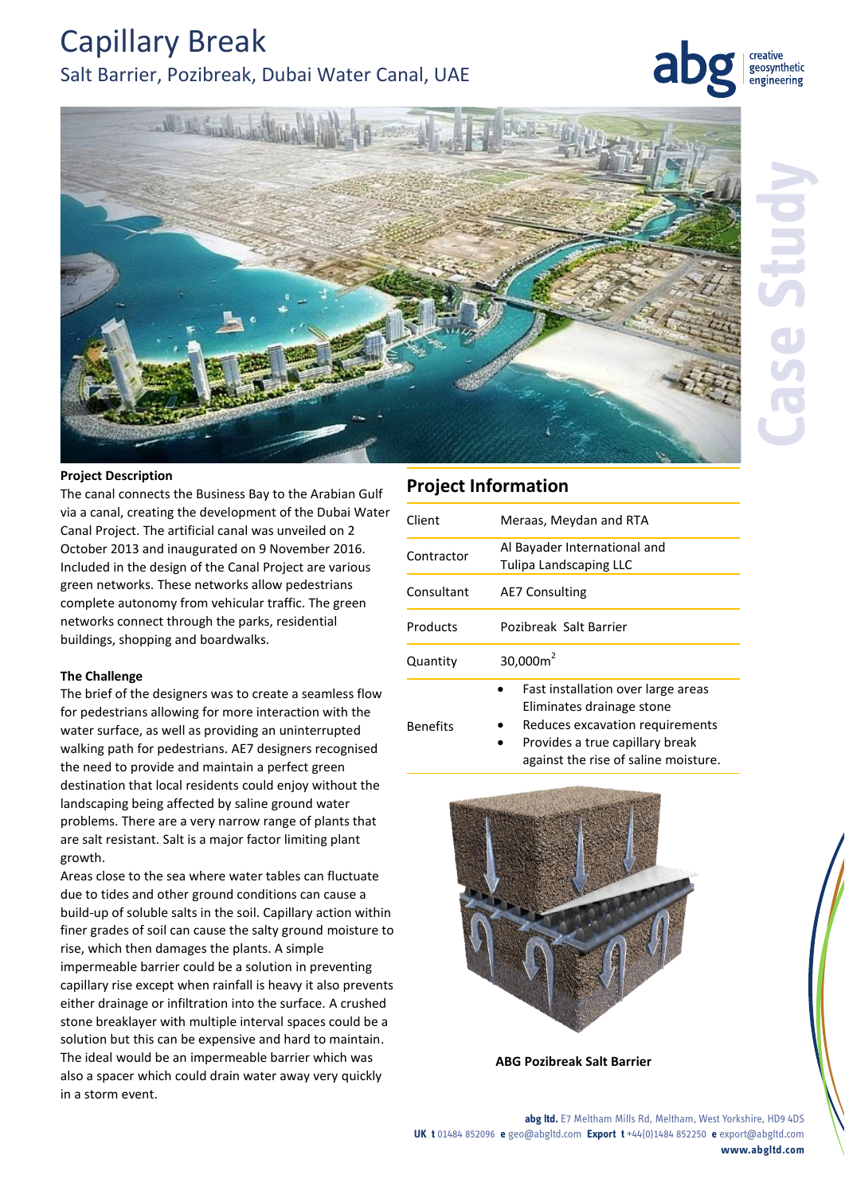# Capillary Break

## Salt Barrier, Pozibreak, Dubai Water Canal, UAE

**Project Description**

The canal connects the Business Bay to the Arabian Gulf via a canal, creating the development of the Dubai Water Canal Project. The artificial canal was unveiled on 2 October 2013 and inaugurated on 9 November 2016. Included in the design of the Canal Project are various green networks. These networks allow pedestrians complete autonomy from vehicular traffic. The green networks connect through the parks, residential buildings, shopping and boardwalks.

**The Challenge**

The brief of the designers was to create a seamless flow for pedestrians allowing for more interaction with the water surface, as well as providing an uninterrupted walking path for pedestrians. AE7 designers recognised the need to provide and maintain a perfect green destination that local residents could enjoy without the landscaping being affected by saline ground water problems. There are a very narrow range of plants that are salt resistant. Salt is a major factor limiting plant growth.

Areas close to the sea where water tables can fluctuate due to tides and other ground conditions can cause a build-up of soluble salts in the soil. Capillary action within finer grades of soil can cause the salty ground moisture to rise, which then damages the plants. A simple impermeable barrier could be a solution in preventing capillary rise except when rainfall is heavy it also prevents either drainage or infiltration into the surface. A crushed stone breaklayer with multiple interval spaces could be a solution but this can be expensive and hard to maintain. The ideal would be an impermeable barrier which was also a spacer which could drain water away very quickly in a storm event.

## Project Information

| | |
|---|---|
| Client | Meraas, Meydan and RTA |
| Contractor | Al Bayader International and Tulipa Landscaping LLC |
| Consultant | AE7 Consulting |
| Products | Pozibreak Salt Barrier |
| Quantity | 30,000m$^2$ |
| Benefits | • Fast installation over large areas<br>Eliminates drainage stone<br>• Reduces excavation requirements<br>• Provides a true capillary break against the rise of saline moisture. |

**ABG Pozibreak Salt Barrier**

**abg ltd.** E7 Meltham Mills Rd, Meltham, West Yorkshire, HD9 4DS
**UK t** 01484 852096 **e** geo@abgltd.com **Export t** +44(0)1484 852250 **e** export@abgltd.com
**www.abgltd.com**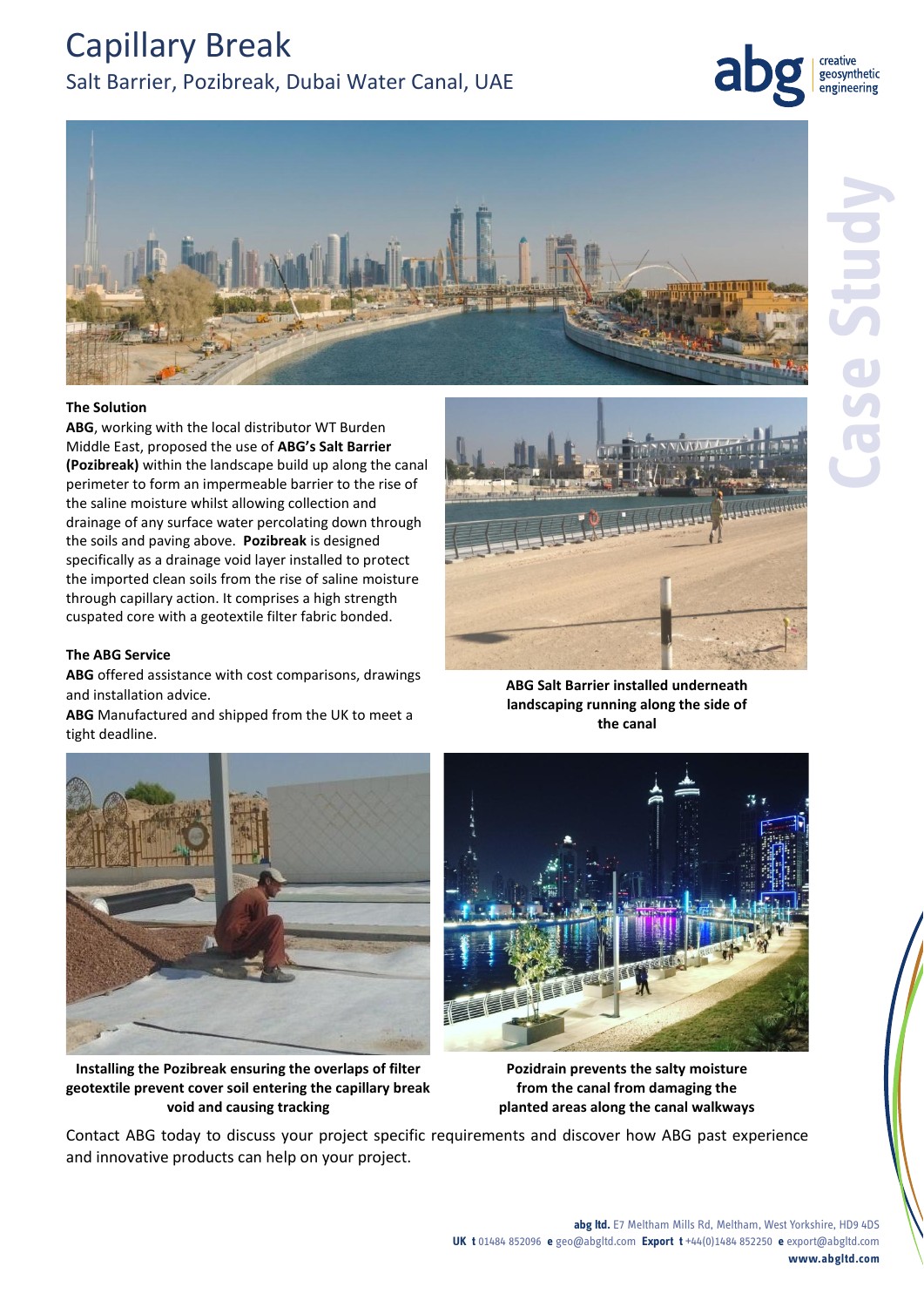# Capillary Break

## Salt Barrier, Pozibreak, Dubai Water Canal, UAE

### The Solution

**ABG**, working with the local distributor WT Burden Middle East, proposed the use of **ABG's Salt Barrier (Pozibreak)** within the landscape build up along the canal perimeter to form an impermeable barrier to the rise of the saline moisture whilst allowing collection and drainage of any surface water percolating down through the soils and paving above. **Pozibreak** is designed specifically as a drainage void layer installed to protect the imported clean soils from the rise of saline moisture through capillary action. It comprises a high strength cuspated core with a geotextile filter fabric bonded.

### The ABG Service

**ABG** offered assistance with cost comparisons, drawings and installation advice.

**ABG** Manufactured and shipped from the UK to meet a tight deadline.

**ABG Salt Barrier installed underneath landscaping running along the side of the canal**

**Installing the Pozibreak ensuring the overlaps of filter geotextile prevent cover soil entering the capillary break void and causing tracking**

**Pozidrain prevents the salty moisture from the canal from damaging the planted areas along the canal walkways**

Contact ABG today to discuss your project specific requirements and discover how ABG past experience and innovative products can help on your project.

**abg ltd.** E7 Meltham Mills Rd, Meltham, West Yorkshire, HD9 4DS
**UK t** 01484 852096 **e** geo@abgltd.com **Export t** +44(0)1484 852250 **e** export@abgltd.com
**www.abgltd.com**